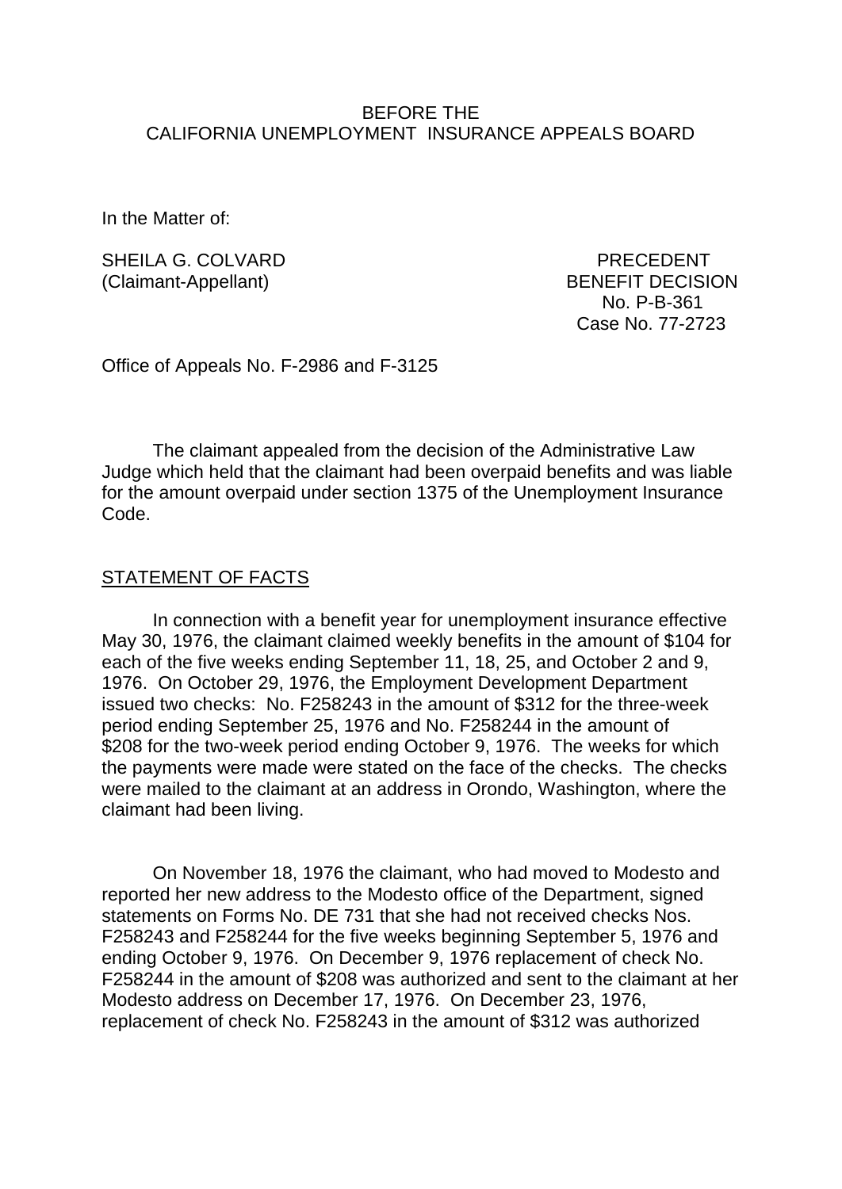BEFORE THE
CALIFORNIA UNEMPLOYMENT INSURANCE APPEALS BOARD

In the Matter of:

SHEILA G. COLVARD
(Claimant-Appellant)

PRECEDENT
BENEFIT DECISION
No. P-B-361
Case No. 77-2723

Office of Appeals No. F-2986 and F-3125

The claimant appealed from the decision of the Administrative Law Judge which held that the claimant had been overpaid benefits and was liable for the amount overpaid under section 1375 of the Unemployment Insurance Code.

STATEMENT OF FACTS

In connection with a benefit year for unemployment insurance effective May 30, 1976, the claimant claimed weekly benefits in the amount of $104 for each of the five weeks ending September 11, 18, 25, and October 2 and 9, 1976. On October 29, 1976, the Employment Development Department issued two checks: No. F258243 in the amount of $312 for the three-week period ending September 25, 1976 and No. F258244 in the amount of $208 for the two-week period ending October 9, 1976. The weeks for which the payments were made were stated on the face of the checks. The checks were mailed to the claimant at an address in Orondo, Washington, where the claimant had been living.

On November 18, 1976 the claimant, who had moved to Modesto and reported her new address to the Modesto office of the Department, signed statements on Forms No. DE 731 that she had not received checks Nos. F258243 and F258244 for the five weeks beginning September 5, 1976 and ending October 9, 1976. On December 9, 1976 replacement of check No. F258244 in the amount of $208 was authorized and sent to the claimant at her Modesto address on December 17, 1976. On December 23, 1976, replacement of check No. F258243 in the amount of $312 was authorized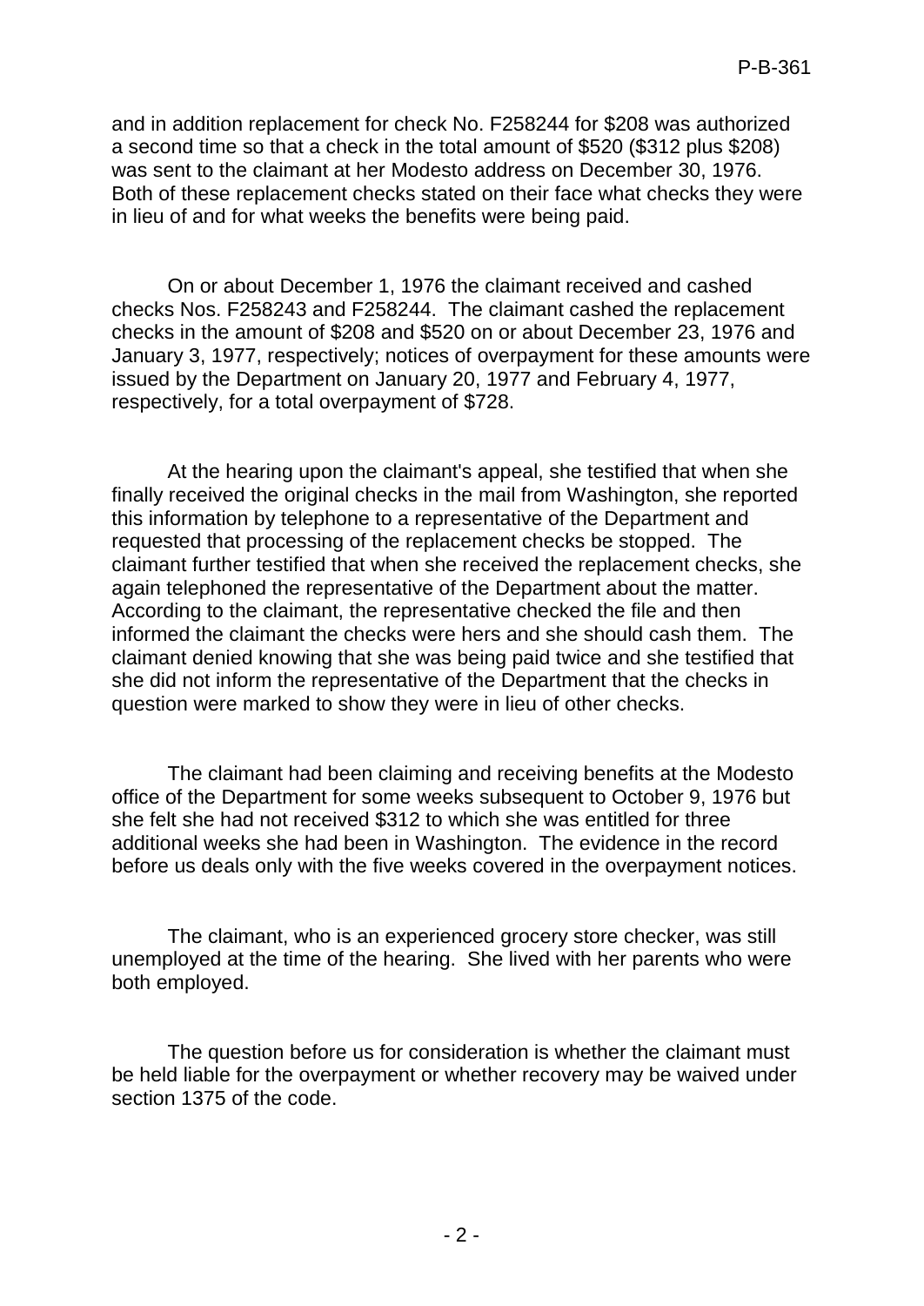and in addition replacement for check No. F258244 for $208 was authorized a second time so that a check in the total amount of $520 ($312 plus $208) was sent to the claimant at her Modesto address on December 30, 1976. Both of these replacement checks stated on their face what checks they were in lieu of and for what weeks the benefits were being paid.

On or about December 1, 1976 the claimant received and cashed checks Nos. F258243 and F258244. The claimant cashed the replacement checks in the amount of $208 and $520 on or about December 23, 1976 and January 3, 1977, respectively; notices of overpayment for these amounts were issued by the Department on January 20, 1977 and February 4, 1977, respectively, for a total overpayment of $728.

At the hearing upon the claimant's appeal, she testified that when she finally received the original checks in the mail from Washington, she reported this information by telephone to a representative of the Department and requested that processing of the replacement checks be stopped. The claimant further testified that when she received the replacement checks, she again telephoned the representative of the Department about the matter. According to the claimant, the representative checked the file and then informed the claimant the checks were hers and she should cash them. The claimant denied knowing that she was being paid twice and she testified that she did not inform the representative of the Department that the checks in question were marked to show they were in lieu of other checks.

The claimant had been claiming and receiving benefits at the Modesto office of the Department for some weeks subsequent to October 9, 1976 but she felt she had not received $312 to which she was entitled for three additional weeks she had been in Washington. The evidence in the record before us deals only with the five weeks covered in the overpayment notices.

The claimant, who is an experienced grocery store checker, was still unemployed at the time of the hearing. She lived with her parents who were both employed.

The question before us for consideration is whether the claimant must be held liable for the overpayment or whether recovery may be waived under section 1375 of the code.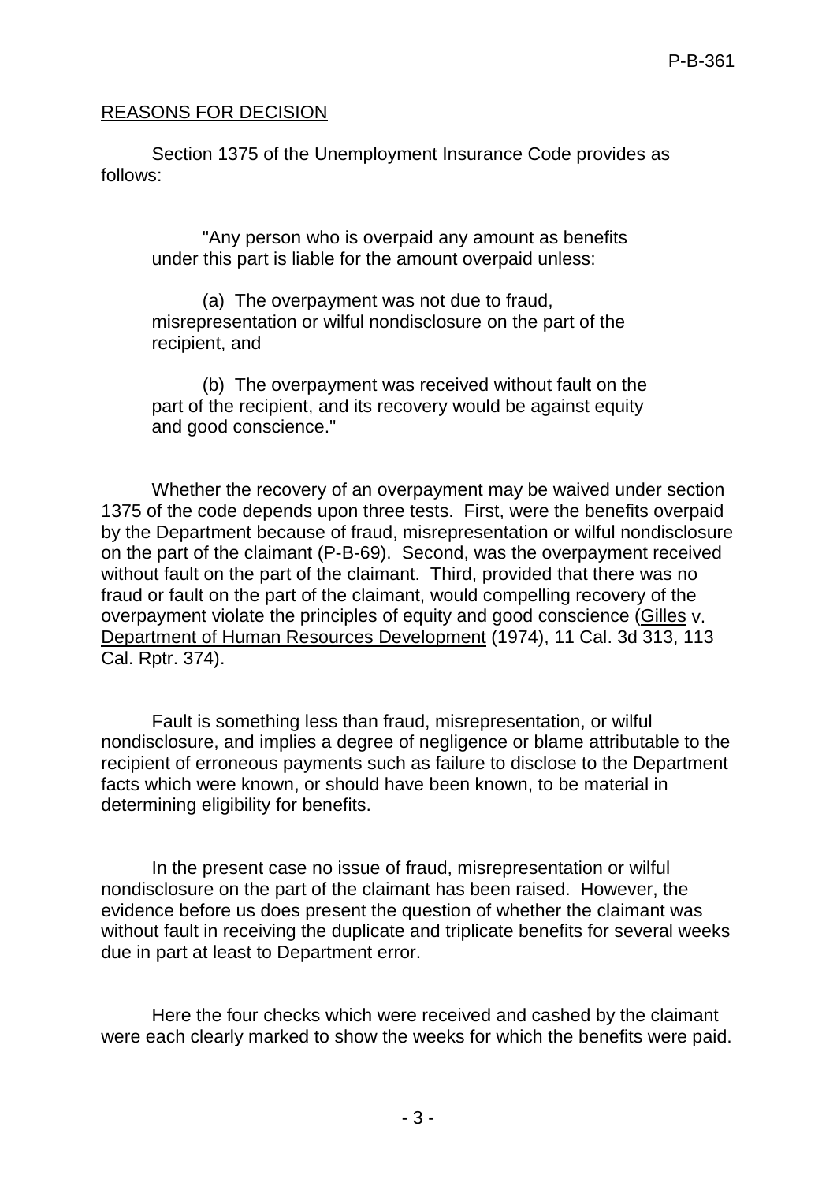REASONS FOR DECISION

Section 1375 of the Unemployment Insurance Code provides as follows:

> "Any person who is overpaid any amount as benefits under this part is liable for the amount overpaid unless:
>
> (a) The overpayment was not due to fraud, misrepresentation or wilful nondisclosure on the part of the recipient, and
>
> (b) The overpayment was received without fault on the part of the recipient, and its recovery would be against equity and good conscience."

Whether the recovery of an overpayment may be waived under section 1375 of the code depends upon three tests. First, were the benefits overpaid by the Department because of fraud, misrepresentation or wilful nondisclosure on the part of the claimant (P-B-69). Second, was the overpayment received without fault on the part of the claimant. Third, provided that there was no fraud or fault on the part of the claimant, would compelling recovery of the overpayment violate the principles of equity and good conscience (Gilles v. Department of Human Resources Development (1974), 11 Cal. 3d 313, 113 Cal. Rptr. 374).

Fault is something less than fraud, misrepresentation, or wilful nondisclosure, and implies a degree of negligence or blame attributable to the recipient of erroneous payments such as failure to disclose to the Department facts which were known, or should have been known, to be material in determining eligibility for benefits.

In the present case no issue of fraud, misrepresentation or wilful nondisclosure on the part of the claimant has been raised. However, the evidence before us does present the question of whether the claimant was without fault in receiving the duplicate and triplicate benefits for several weeks due in part at least to Department error.

Here the four checks which were received and cashed by the claimant were each clearly marked to show the weeks for which the benefits were paid.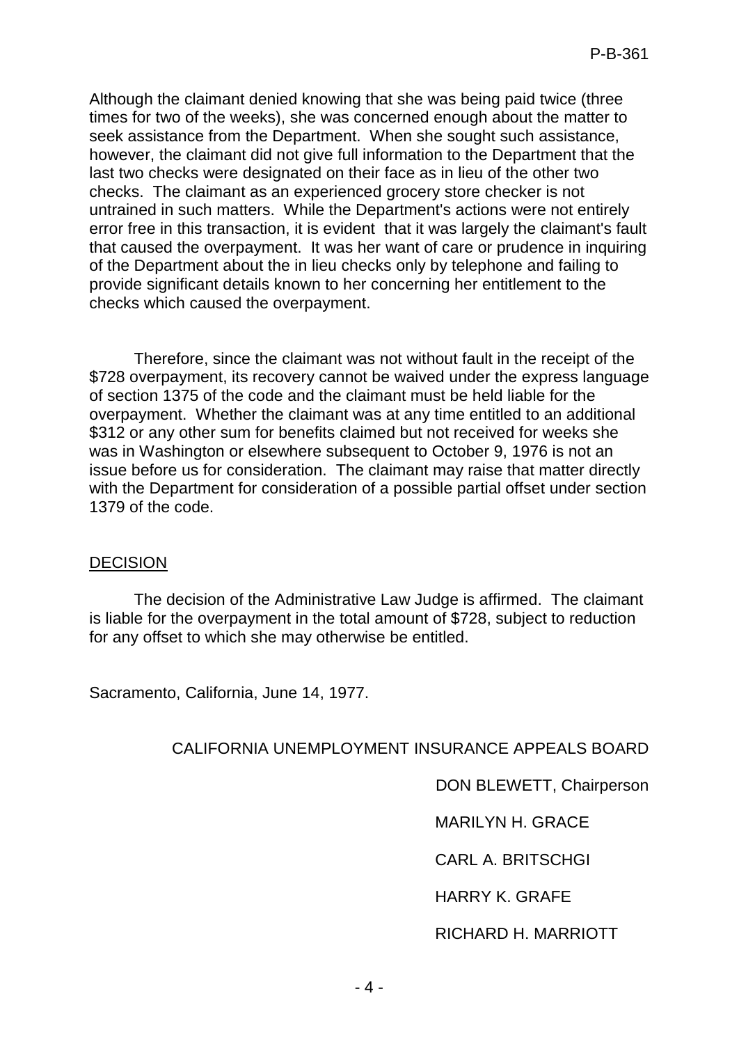Although the claimant denied knowing that she was being paid twice (three times for two of the weeks), she was concerned enough about the matter to seek assistance from the Department. When she sought such assistance, however, the claimant did not give full information to the Department that the last two checks were designated on their face as in lieu of the other two checks. The claimant as an experienced grocery store checker is not untrained in such matters. While the Department's actions were not entirely error free in this transaction, it is evident that it was largely the claimant's fault that caused the overpayment. It was her want of care or prudence in inquiring of the Department about the in lieu checks only by telephone and failing to provide significant details known to her concerning her entitlement to the checks which caused the overpayment.

Therefore, since the claimant was not without fault in the receipt of the \$728 overpayment, its recovery cannot be waived under the express language of section 1375 of the code and the claimant must be held liable for the overpayment. Whether the claimant was at any time entitled to an additional \$312 or any other sum for benefits claimed but not received for weeks she was in Washington or elsewhere subsequent to October 9, 1976 is not an issue before us for consideration. The claimant may raise that matter directly with the Department for consideration of a possible partial offset under section 1379 of the code.

## DECISION

The decision of the Administrative Law Judge is affirmed. The claimant is liable for the overpayment in the total amount of \$728, subject to reduction for any offset to which she may otherwise be entitled.

Sacramento, California, June 14, 1977.

CALIFORNIA UNEMPLOYMENT INSURANCE APPEALS BOARD

DON BLEWETT, Chairperson

MARILYN H. GRACE

CARL A. BRITSCHGI

HARRY K. GRAFE

RICHARD H. MARRIOTT